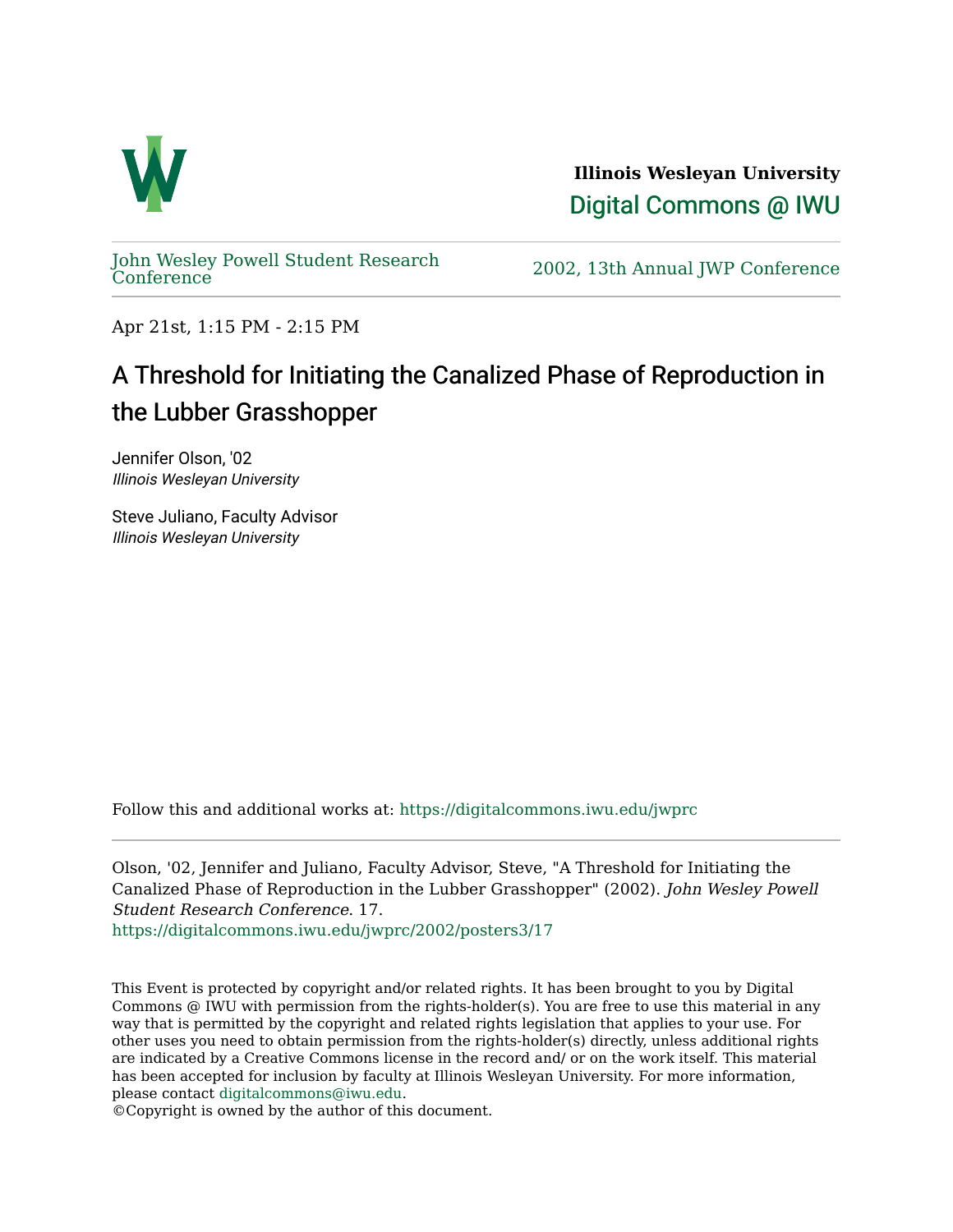**Illinois Wesleyan University**

Digital Commons @ IWU

John Wesley Powell Student Research Conference

2002, 13th Annual JWP Conference

Apr 21st, 1:15 PM - 2:15 PM

# A Threshold for Initiating the Canalized Phase of Reproduction in the Lubber Grasshopper

Jennifer Olson, '02
*Illinois Wesleyan University*

Steve Juliano, Faculty Advisor
*Illinois Wesleyan University*

Follow this and additional works at: https://digitalcommons.iwu.edu/jwprc

Olson, '02, Jennifer and Juliano, Faculty Advisor, Steve, "A Threshold for Initiating the Canalized Phase of Reproduction in the Lubber Grasshopper" (2002). *John Wesley Powell Student Research Conference*. 17.
https://digitalcommons.iwu.edu/jwprc/2002/posters3/17

This Event is protected by copyright and/or related rights. It has been brought to you by Digital Commons @ IWU with permission from the rights-holder(s). You are free to use this material in any way that is permitted by the copyright and related rights legislation that applies to your use. For other uses you need to obtain permission from the rights-holder(s) directly, unless additional rights are indicated by a Creative Commons license in the record and/ or on the work itself. This material has been accepted for inclusion by faculty at Illinois Wesleyan University. For more information, please contact digitalcommons@iwu.edu.
©Copyright is owned by the author of this document.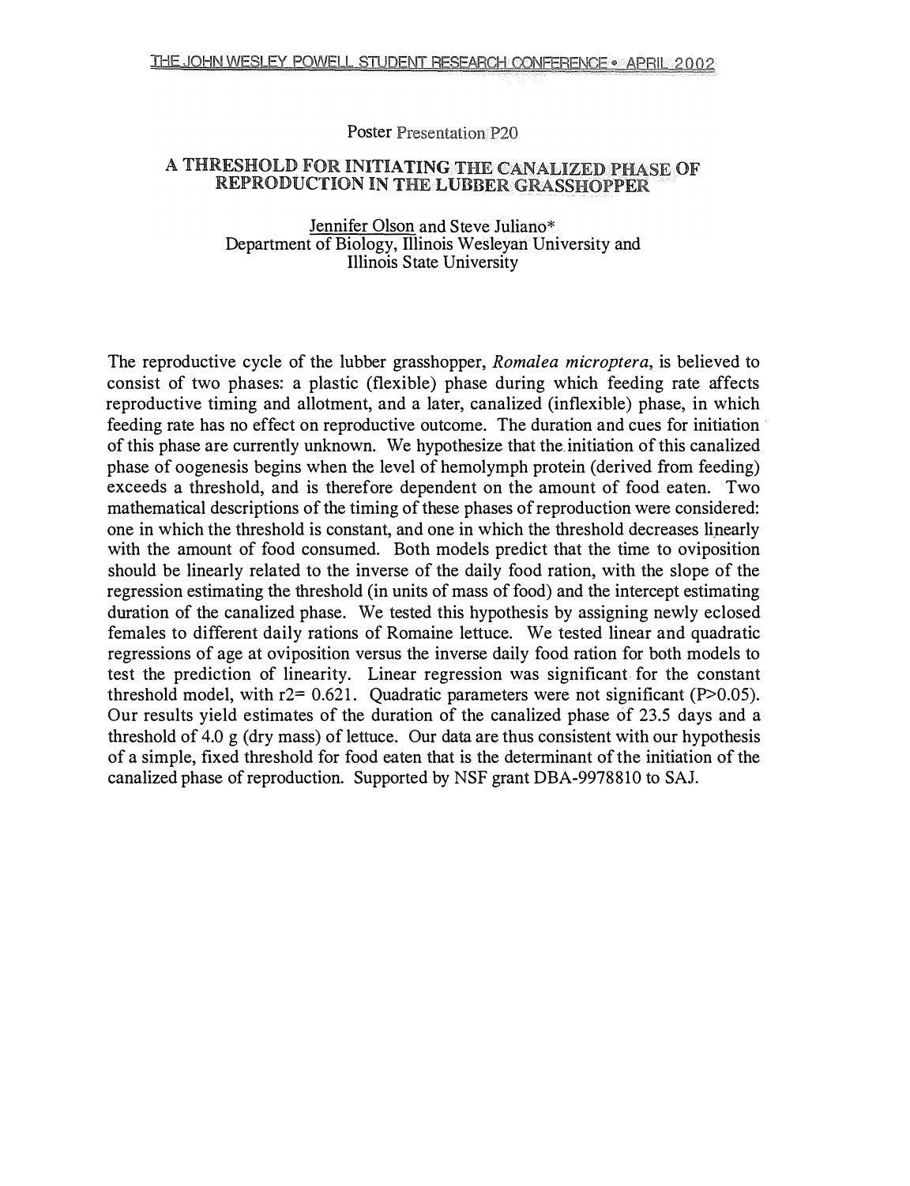Poster Presentation P20

## A THRESHOLD FOR INITIATING THE CANALIZED PHASE OF REPRODUCTION IN THE LUBBER GRASSHOPPER

Jennifer Olson and Steve Juliano*
Department of Biology, Illinois Wesleyan University and Illinois State University

The reproductive cycle of the lubber grasshopper, *Romalea microptera*, is believed to consist of two phases: a plastic (flexible) phase during which feeding rate affects reproductive timing and allotment, and a later, canalized (inflexible) phase, in which feeding rate has no effect on reproductive outcome. The duration and cues for initiation of this phase are currently unknown. We hypothesize that the initiation of this canalized phase of oogenesis begins when the level of hemolymph protein (derived from feeding) exceeds a threshold, and is therefore dependent on the amount of food eaten. Two mathematical descriptions of the timing of these phases of reproduction were considered: one in which the threshold is constant, and one in which the threshold decreases linearly with the amount of food consumed. Both models predict that the time to oviposition should be linearly related to the inverse of the daily food ration, with the slope of the regression estimating the threshold (in units of mass of food) and the intercept estimating duration of the canalized phase. We tested this hypothesis by assigning newly eclosed females to different daily rations of Romaine lettuce. We tested linear and quadratic regressions of age at oviposition versus the inverse daily food ration for both models to test the prediction of linearity. Linear regression was significant for the constant threshold model, with $r^2 = 0.621$. Quadratic parameters were not significant ($P>0.05$). Our results yield estimates of the duration of the canalized phase of 23.5 days and a threshold of 4.0 g (dry mass) of lettuce. Our data are thus consistent with our hypothesis of a simple, fixed threshold for food eaten that is the determinant of the initiation of the canalized phase of reproduction. Supported by NSF grant DBA-9978810 to SAJ.